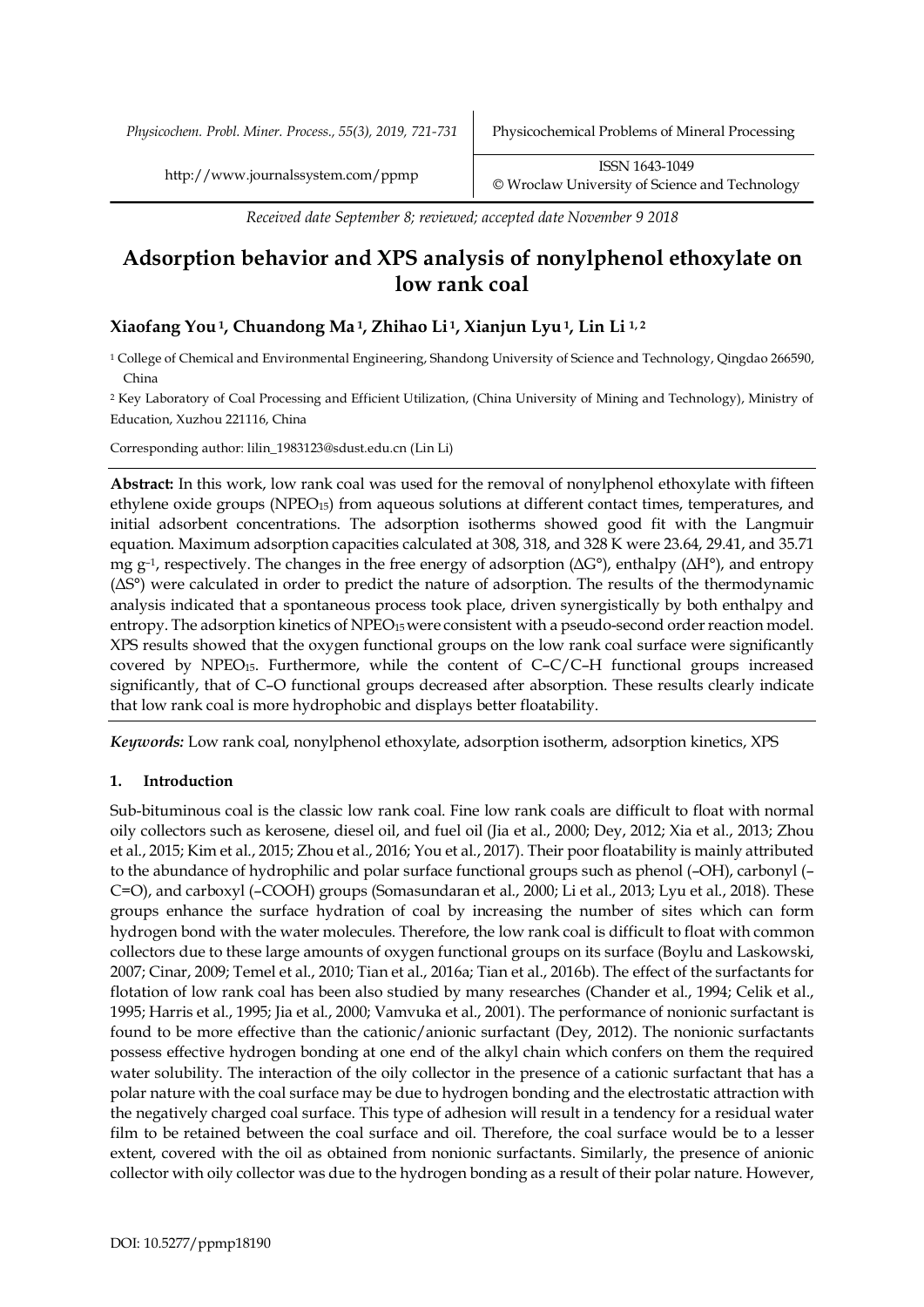*Received date September 8; reviewed; accepted date November 9 2018*

# Adsorption behavior and XPS analysis of nonylphenol ethoxylate on low rank coal

**Xiaofang You [1], Chuandong Ma [1], Zhihao Li [1], Xianjun Lyu [1], Lin Li [1, 2]**

[1] College of Chemical and Environmental Engineering, Shandong University of Science and Technology, Qingdao 266590, China

[2] Key Laboratory of Coal Processing and Efficient Utilization, (China University of Mining and Technology), Ministry of Education, Xuzhou 221116, China

Corresponding author: lilin_1983123@sdust.edu.cn (Lin Li)

**Abstract:** In this work, low rank coal was used for the removal of nonylphenol ethoxylate with fifteen ethylene oxide groups ($NPEO_{15}$) from aqueous solutions at different contact times, temperatures, and initial adsorbent concentrations. The adsorption isotherms showed good fit with the Langmuir equation. Maximum adsorption capacities calculated at 308, 318, and 328 K were 23.64, 29.41, and 35.71 mg g$^{-1}$, respectively. The changes in the free energy of adsorption ($\Delta G°$), enthalpy ($\Delta H°$), and entropy ($\Delta S°$) were calculated in order to predict the nature of adsorption. The results of the thermodynamic analysis indicated that a spontaneous process took place, driven synergistically by both enthalpy and entropy. The adsorption kinetics of $NPEO_{15}$ were consistent with a pseudo-second order reaction model. XPS results showed that the oxygen functional groups on the low rank coal surface were significantly covered by $NPEO_{15}$. Furthermore, while the content of C–C/C–H functional groups increased significantly, that of C–O functional groups decreased after absorption. These results clearly indicate that low rank coal is more hydrophobic and displays better floatability.

*Keywords:* Low rank coal, nonylphenol ethoxylate, adsorption isotherm, adsorption kinetics, XPS

## 1. Introduction

Sub-bituminous coal is the classic low rank coal. Fine low rank coals are difficult to float with normal oily collectors such as kerosene, diesel oil, and fuel oil (Jia et al., 2000; Dey, 2012; Xia et al., 2013; Zhou et al., 2015; Kim et al., 2015; Zhou et al., 2016; You et al., 2017). Their poor floatability is mainly attributed to the abundance of hydrophilic and polar surface functional groups such as phenol (–OH), carbonyl (–C=O), and carboxyl (–COOH) groups (Somasundaran et al., 2000; Li et al., 2013; Lyu et al., 2018). These groups enhance the surface hydration of coal by increasing the number of sites which can form hydrogen bond with the water molecules. Therefore, the low rank coal is difficult to float with common collectors due to these large amounts of oxygen functional groups on its surface (Boylu and Laskowski, 2007; Cinar, 2009; Temel et al., 2010; Tian et al., 2016a; Tian et al., 2016b). The effect of the surfactants for flotation of low rank coal has been also studied by many researches (Chander et al., 1994; Celik et al., 1995; Harris et al., 1995; Jia et al., 2000; Vamvuka et al., 2001). The performance of nonionic surfactant is found to be more effective than the cationic/anionic surfactant (Dey, 2012). The nonionic surfactants possess effective hydrogen bonding at one end of the alkyl chain which confers on them the required water solubility. The interaction of the oily collector in the presence of a cationic surfactant that has a polar nature with the coal surface may be due to hydrogen bonding and the electrostatic attraction with the negatively charged coal surface. This type of adhesion will result in a tendency for a residual water film to be retained between the coal surface and oil. Therefore, the coal surface would be to a lesser extent, covered with the oil as obtained from nonionic surfactants. Similarly, the presence of anionic collector with oily collector was due to the hydrogen bonding as a result of their polar nature. However,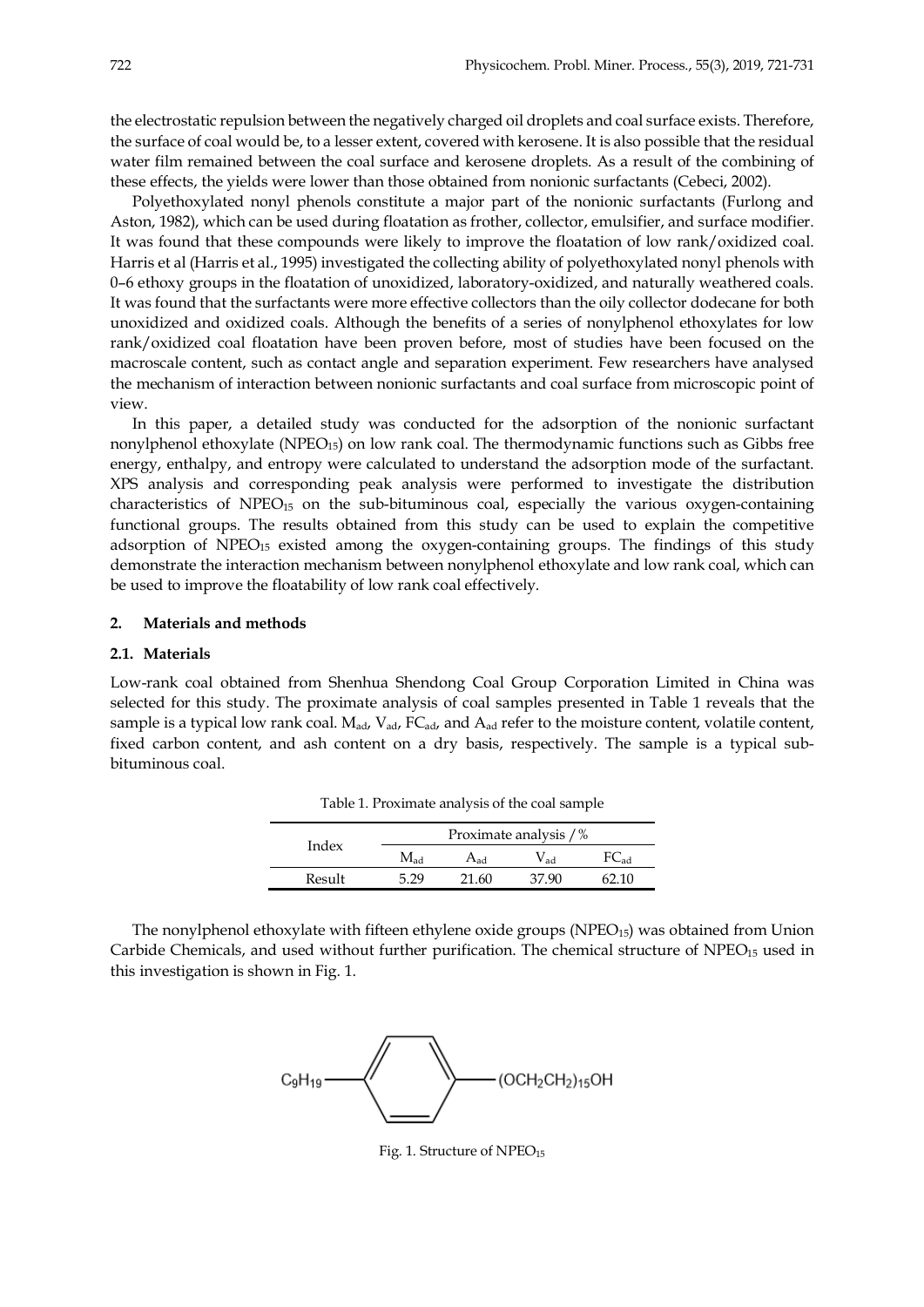the electrostatic repulsion between the negatively charged oil droplets and coal surface exists. Therefore, the surface of coal would be, to a lesser extent, covered with kerosene. It is also possible that the residual water film remained between the coal surface and kerosene droplets. As a result of the combining of these effects, the yields were lower than those obtained from nonionic surfactants (Cebeci, 2002).

Polyethoxylated nonyl phenols constitute a major part of the nonionic surfactants (Furlong and Aston, 1982), which can be used during floatation as frother, collector, emulsifier, and surface modifier. It was found that these compounds were likely to improve the floatation of low rank/oxidized coal. Harris et al (Harris et al., 1995) investigated the collecting ability of polyethoxylated nonyl phenols with 0–6 ethoxy groups in the floatation of unoxidized, laboratory-oxidized, and naturally weathered coals. It was found that the surfactants were more effective collectors than the oily collector dodecane for both unoxidized and oxidized coals. Although the benefits of a series of nonylphenol ethoxylates for low rank/oxidized coal floatation have been proven before, most of studies have been focused on the macroscale content, such as contact angle and separation experiment. Few researchers have analysed the mechanism of interaction between nonionic surfactants and coal surface from microscopic point of view.

In this paper, a detailed study was conducted for the adsorption of the nonionic surfactant nonylphenol ethoxylate ($NPEO_{15}$) on low rank coal. The thermodynamic functions such as Gibbs free energy, enthalpy, and entropy were calculated to understand the adsorption mode of the surfactant. XPS analysis and corresponding peak analysis were performed to investigate the distribution characteristics of $NPEO_{15}$ on the sub-bituminous coal, especially the various oxygen-containing functional groups. The results obtained from this study can be used to explain the competitive adsorption of $NPEO_{15}$ existed among the oxygen-containing groups. The findings of this study demonstrate the interaction mechanism between nonylphenol ethoxylate and low rank coal, which can be used to improve the floatability of low rank coal effectively.

## 2. Materials and methods

### 2.1. Materials

Low-rank coal obtained from Shenhua Shendong Coal Group Corporation Limited in China was selected for this study. The proximate analysis of coal samples presented in Table 1 reveals that the sample is a typical low rank coal. $M_{ad}$, $V_{ad}$, $FC_{ad}$, and $A_{ad}$ refer to the moisture content, volatile content, fixed carbon content, and ash content on a dry basis, respectively. The sample is a typical sub-bituminous coal.

Table 1. Proximate analysis of the coal sample

| Index | Proximate analysis / % | | | |
|---|---|---|---|---|
| | $M_{ad}$ | $A_{ad}$ | $V_{ad}$ | $FC_{ad}$ |
| Result | 5.29 | 21.60 | 37.90 | 62.10 |

The nonylphenol ethoxylate with fifteen ethylene oxide groups ($NPEO_{15}$) was obtained from Union Carbide Chemicals, and used without further purification. The chemical structure of $NPEO_{15}$ used in this investigation is shown in Fig. 1.

$C_9H_{19}$—[benzene ring]—$(OCH_2CH_2)_{15}OH$

Fig. 1. Structure of $NPEO_{15}$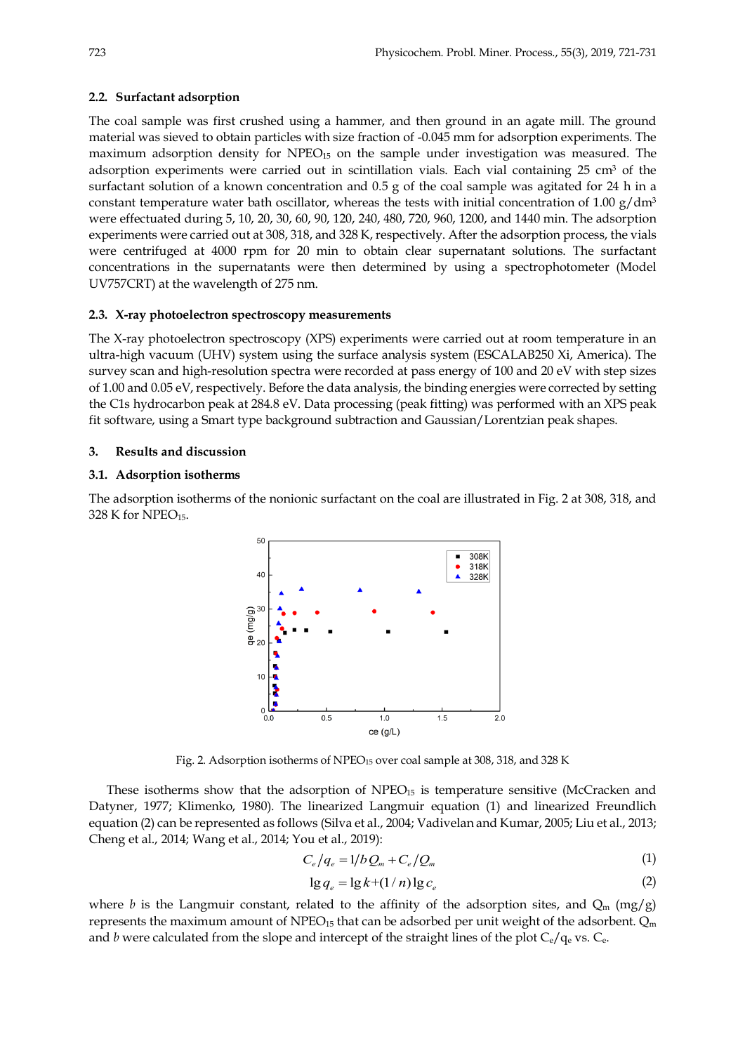### 2.2. Surfactant adsorption

The coal sample was first crushed using a hammer, and then ground in an agate mill. The ground material was sieved to obtain particles with size fraction of -0.045 mm for adsorption experiments. The maximum adsorption density for $NPEO_{15}$ on the sample under investigation was measured. The adsorption experiments were carried out in scintillation vials. Each vial containing 25 $cm^3$ of the surfactant solution of a known concentration and 0.5 g of the coal sample was agitated for 24 h in a constant temperature water bath oscillator, whereas the tests with initial concentration of 1.00 $g/dm^3$ were effectuated during 5, 10, 20, 30, 60, 90, 120, 240, 480, 720, 960, 1200, and 1440 min. The adsorption experiments were carried out at 308, 318, and 328 K, respectively. After the adsorption process, the vials were centrifuged at 4000 rpm for 20 min to obtain clear supernatant solutions. The surfactant concentrations in the supernatants were then determined by using a spectrophotometer (Model UV757CRT) at the wavelength of 275 nm.

### 2.3. X-ray photoelectron spectroscopy measurements

The X-ray photoelectron spectroscopy (XPS) experiments were carried out at room temperature in an ultra-high vacuum (UHV) system using the surface analysis system (ESCALAB250 Xi, America). The survey scan and high-resolution spectra were recorded at pass energy of 100 and 20 eV with step sizes of 1.00 and 0.05 eV, respectively. Before the data analysis, the binding energies were corrected by setting the C1s hydrocarbon peak at 284.8 eV. Data processing (peak fitting) was performed with an XPS peak fit software, using a Smart type background subtraction and Gaussian/Lorentzian peak shapes.

## 3. Results and discussion

### 3.1. Adsorption isotherms

The adsorption isotherms of the nonionic surfactant on the coal are illustrated in Fig. 2 at 308, 318, and 328 K for $NPEO_{15}$.

Fig. 2. Adsorption isotherms of $NPEO_{15}$ over coal sample at 308, 318, and 328 K

These isotherms show that the adsorption of $NPEO_{15}$ is temperature sensitive (McCracken and Datyner, 1977; Klimenko, 1980). The linearized Langmuir equation (1) and linearized Freundlich equation (2) can be represented as follows (Silva et al., 2004; Vadivelan and Kumar, 2005; Liu et al., 2013; Cheng et al., 2014; Wang et al., 2014; You et al., 2019):

$$C_e/q_e = 1/bQ_m + C_e/Q_m \tag{1}$$

$$\lg q_e = \lg k + (1/n)\lg c_e \tag{2}$$

where $b$ is the Langmuir constant, related to the affinity of the adsorption sites, and $Q_m$ (mg/g) represents the maximum amount of $NPEO_{15}$ that can be adsorbed per unit weight of the adsorbent. $Q_m$ and $b$ were calculated from the slope and intercept of the straight lines of the plot $C_e/q_e$ vs. $C_e$.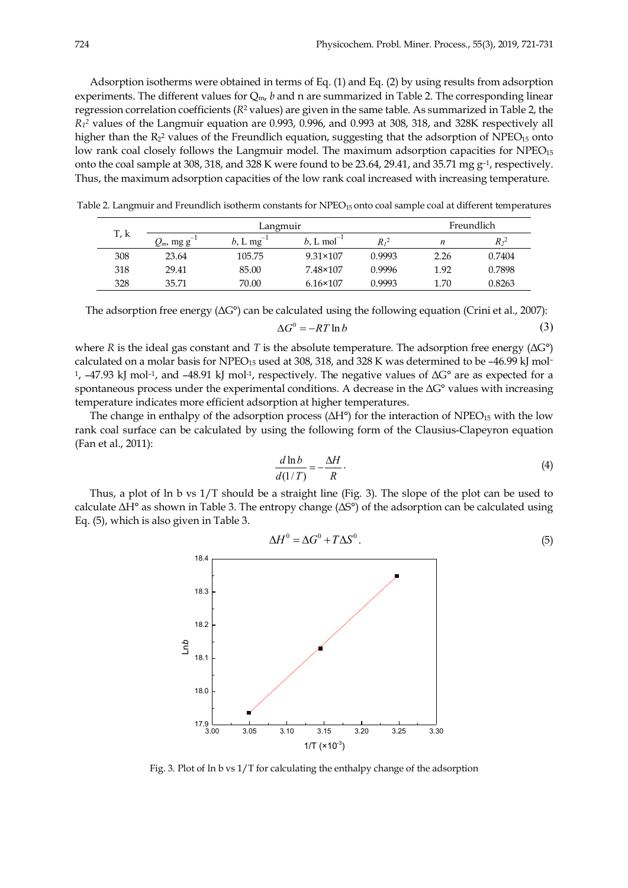Adsorption isotherms were obtained in terms of Eq. (1) and Eq. (2) by using results from adsorption experiments. The different values for $Q_m$, $b$ and n are summarized in Table 2. The corresponding linear regression correlation coefficients ($R^2$ values) are given in the same table. As summarized in Table 2, the $R_1^2$ values of the Langmuir equation are 0.993, 0.996, and 0.993 at 308, 318, and 328K respectively all higher than the $R_2^2$ values of the Freundlich equation, suggesting that the adsorption of $NPEO_{15}$ onto low rank coal closely follows the Langmuir model. The maximum adsorption capacities for $NPEO_{15}$ onto the coal sample at 308, 318, and 328 K were found to be 23.64, 29.41, and 35.71 mg $g^{-1}$, respectively. Thus, the maximum adsorption capacities of the low rank coal increased with increasing temperature.

Table 2. Langmuir and Freundlich isotherm constants for $NPEO_{15}$ onto coal sample coal at different temperatures

| T, k | Langmuir | | | | Freundlich | |
|---|---|---|---|---|---|---|
| | $Q_m$, mg $g^{-1}$ | $b$, L $mg^{-1}$ | $b$, L $mol^{-1}$ | $R_1^2$ | $n$ | $R_2^2$ |
| 308 | 23.64 | 105.75 | 9.31×107 | 0.9993 | 2.26 | 0.7404 |
| 318 | 29.41 | 85.00 | 7.48×107 | 0.9996 | 1.92 | 0.7898 |
| 328 | 35.71 | 70.00 | 6.16×107 | 0.9993 | 1.70 | 0.8263 |

The adsorption free energy (ΔG°) can be calculated using the following equation (Crini et al., 2007):

$$\Delta G^0 = -RT\ln b \tag{3}$$

where $R$ is the ideal gas constant and $T$ is the absolute temperature. The adsorption free energy (ΔG°) calculated on a molar basis for $NPEO_{15}$ used at 308, 318, and 328 K was determined to be –46.99 kJ $mol^{-1}$, –47.93 kJ $mol^{-1}$, and –48.91 kJ $mol^{-1}$, respectively. The negative values of ΔG° are as expected for a spontaneous process under the experimental conditions. A decrease in the ΔG° values with increasing temperature indicates more efficient adsorption at higher temperatures.

The change in enthalpy of the adsorption process (ΔH°) for the interaction of $NPEO_{15}$ with the low rank coal surface can be calculated by using the following form of the Clausius-Clapeyron equation (Fan et al., 2011):

$$\frac{d\ln b}{d(1/T)} = -\frac{\Delta H}{R}. \tag{4}$$

Thus, a plot of ln b vs 1/T should be a straight line (Fig. 3). The slope of the plot can be used to calculate ΔH° as shown in Table 3. The entropy change (ΔS°) of the adsorption can be calculated using Eq. (5), which is also given in Table 3.

$$\Delta H^0 = \Delta G^0 + T\Delta S^0. \tag{5}$$

Fig. 3. Plot of ln b vs 1/T for calculating the enthalpy change of the adsorption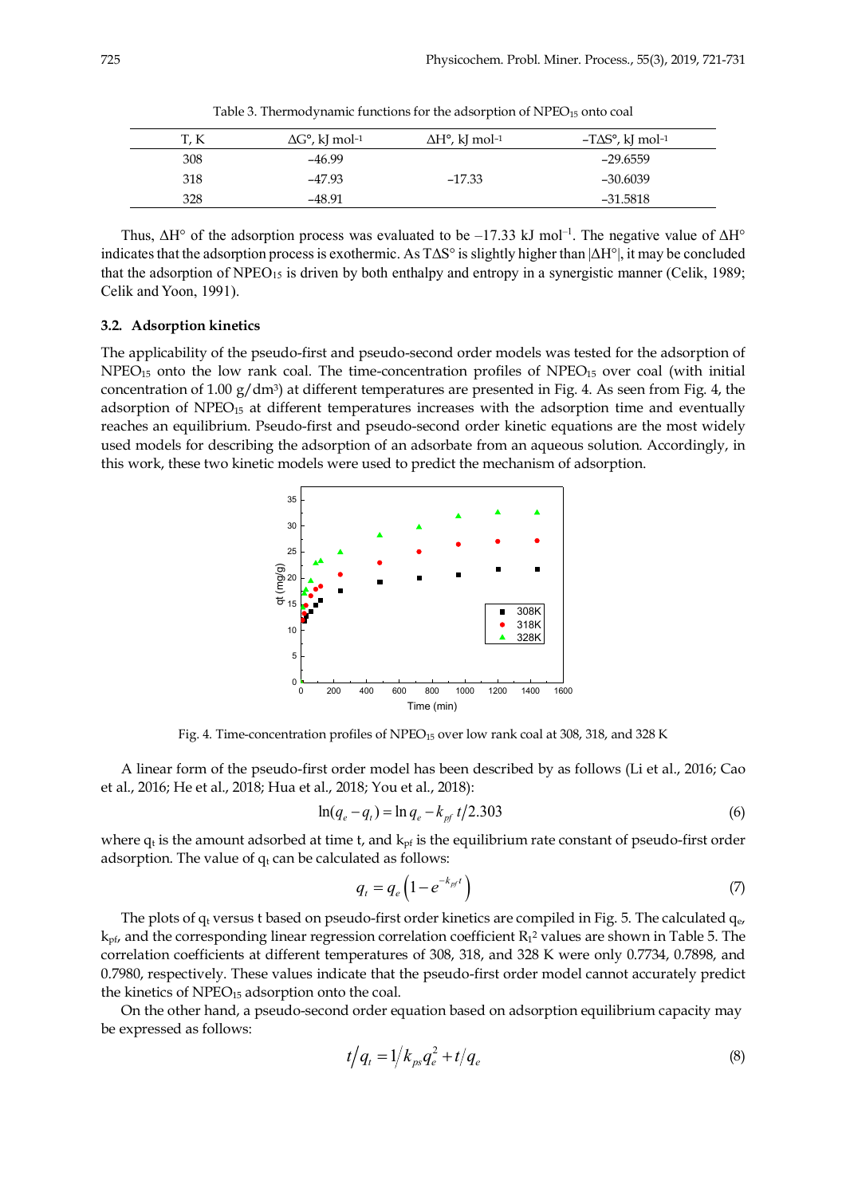Table 3. Thermodynamic functions for the adsorption of $NPEO_{15}$ onto coal

| T, K | ΔG°, kJ mol$^{-1}$ | ΔH°, kJ mol$^{-1}$ | –TΔS°, kJ mol$^{-1}$ |
|---|---|---|---|
| 308 | –46.99 | | –29.6559 |
| 318 | –47.93 | –17.33 | –30.6039 |
| 328 | –48.91 | | –31.5818 |

Thus, ΔH° of the adsorption process was evaluated to be –17.33 kJ mol$^{-1}$. The negative value of ΔH° indicates that the adsorption process is exothermic. As TΔS° is slightly higher than |ΔH°|, it may be concluded that the adsorption of $NPEO_{15}$ is driven by both enthalpy and entropy in a synergistic manner (Celik, 1989; Celik and Yoon, 1991).

### 3.2. Adsorption kinetics

The applicability of the pseudo-first and pseudo-second order models was tested for the adsorption of $NPEO_{15}$ onto the low rank coal. The time-concentration profiles of $NPEO_{15}$ over coal (with initial concentration of 1.00 g/dm$^3$) at different temperatures are presented in Fig. 4. As seen from Fig. 4, the adsorption of $NPEO_{15}$ at different temperatures increases with the adsorption time and eventually reaches an equilibrium. Pseudo-first and pseudo-second order kinetic equations are the most widely used models for describing the adsorption of an adsorbate from an aqueous solution. Accordingly, in this work, these two kinetic models were used to predict the mechanism of adsorption.

Fig. 4. Time-concentration profiles of $NPEO_{15}$ over low rank coal at 308, 318, and 328 K

A linear form of the pseudo-first order model has been described by as follows (Li et al., 2016; Cao et al., 2016; He et al., 2018; Hua et al., 2018; You et al., 2018):

$$\ln(q_e - q_t) = \ln q_e - k_{pf}\, t/2.303 \tag{6}$$

where $q_t$ is the amount adsorbed at time t, and $k_{pf}$ is the equilibrium rate constant of pseudo-first order adsorption. The value of $q_t$ can be calculated as follows:

$$q_t = q_e\left(1 - e^{-k_{pf}t}\right) \tag{7}$$

The plots of $q_t$ versus t based on pseudo-first order kinetics are compiled in Fig. 5. The calculated $q_e$, $k_{pf}$, and the corresponding linear regression correlation coefficient $R_1^2$ values are shown in Table 5. The correlation coefficients at different temperatures of 308, 318, and 328 K were only 0.7734, 0.7898, and 0.7980, respectively. These values indicate that the pseudo-first order model cannot accurately predict the kinetics of $NPEO_{15}$ adsorption onto the coal.

On the other hand, a pseudo-second order equation based on adsorption equilibrium capacity may be expressed as follows:

$$t/q_t = 1/k_{ps}q_e^2 + t/q_e \tag{8}$$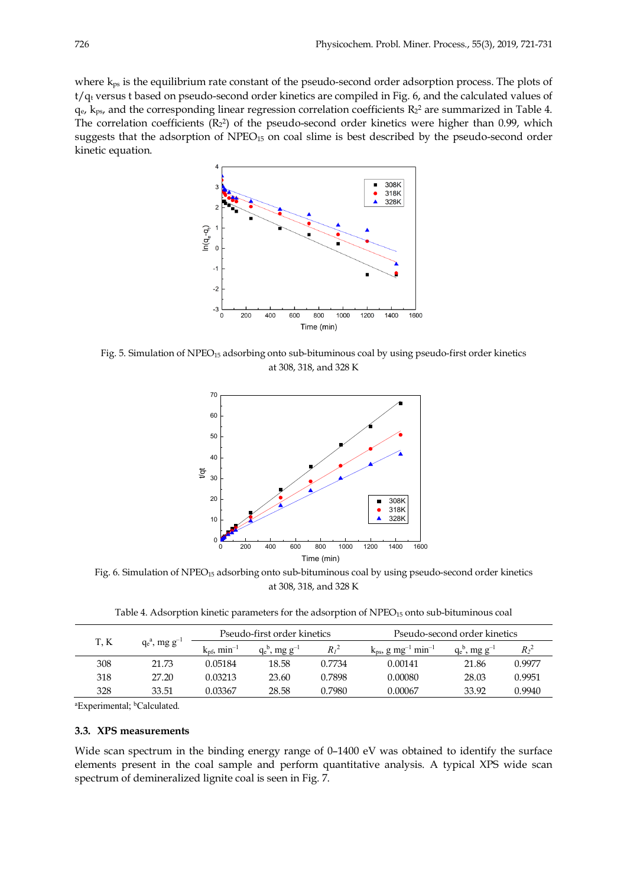where $k_{ps}$ is the equilibrium rate constant of the pseudo-second order adsorption process. The plots of $t/q_t$ versus t based on pseudo-second order kinetics are compiled in Fig. 6, and the calculated values of $q_e$, $k_{ps}$, and the corresponding linear regression correlation coefficients $R_2^2$ are summarized in Table 4. The correlation coefficients ($R_2^2$) of the pseudo-second order kinetics were higher than 0.99, which suggests that the adsorption of $NPEO_{15}$ on coal slime is best described by the pseudo-second order kinetic equation.

Fig. 5. Simulation of $NPEO_{15}$ adsorbing onto sub-bituminous coal by using pseudo-first order kinetics at 308, 318, and 328 K

Fig. 6. Simulation of $NPEO_{15}$ adsorbing onto sub-bituminous coal by using pseudo-second order kinetics at 308, 318, and 328 K

Table 4. Adsorption kinetic parameters for the adsorption of $NPEO_{15}$ onto sub-bituminous coal

| T, K | $q_e$[a], mg g$^{-1}$ | Pseudo-first order kinetics | | | Pseudo-second order kinetics | | |
|---|---|---|---|---|---|---|---|
| | | $k_{pf}$, min$^{-1}$ | $q_e$[b], mg g$^{-1}$ | $R_1^2$ | $k_{ps}$, g mg$^{-1}$ min$^{-1}$ | $q_e$[b], mg g$^{-1}$ | $R_2^2$ |
| 308 | 21.73 | 0.05184 | 18.58 | 0.7734 | 0.00141 | 21.86 | 0.9977 |
| 318 | 27.20 | 0.03213 | 23.60 | 0.7898 | 0.00080 | 28.03 | 0.9951 |
| 328 | 33.51 | 0.03367 | 28.58 | 0.7980 | 0.00067 | 33.92 | 0.9940 |

[a]Experimental; [b]Calculated.

### 3.3. XPS measurements

Wide scan spectrum in the binding energy range of 0–1400 eV was obtained to identify the surface elements present in the coal sample and perform quantitative analysis. A typical XPS wide scan spectrum of demineralized lignite coal is seen in Fig. 7.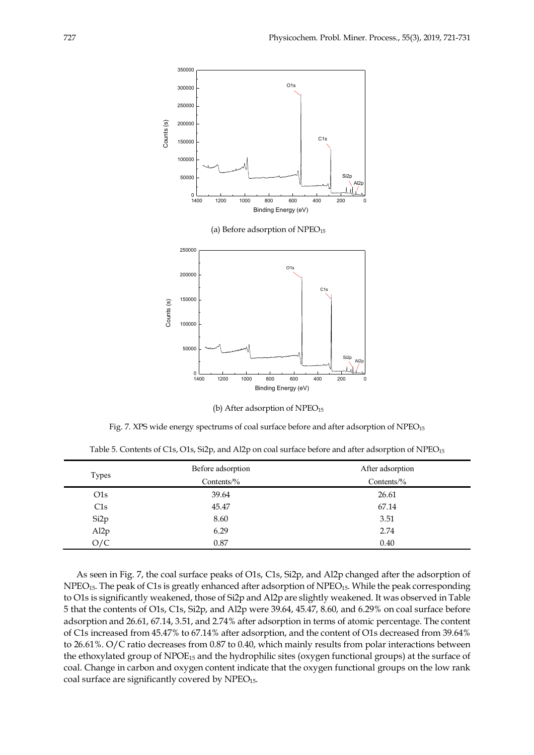(a) Before adsorption of $NPEO_{15}$

(b) After adsorption of $NPEO_{15}$

Fig. 7. XPS wide energy spectrums of coal surface before and after adsorption of $NPEO_{15}$

Table 5. Contents of C1s, O1s, Si2p, and Al2p on coal surface before and after adsorption of $NPEO_{15}$

| Types | Before adsorption | After adsorption |
|---|---|---|
| | Contents/% | Contents/% |
| O1s | 39.64 | 26.61 |
| C1s | 45.47 | 67.14 |
| Si2p | 8.60 | 3.51 |
| Al2p | 6.29 | 2.74 |
| O/C | 0.87 | 0.40 |

As seen in Fig. 7, the coal surface peaks of O1s, C1s, Si2p, and Al2p changed after the adsorption of $NPEO_{15}$. The peak of C1s is greatly enhanced after adsorption of $NPEO_{15}$. While the peak corresponding to O1s is significantly weakened, those of Si2p and Al2p are slightly weakened. It was observed in Table 5 that the contents of O1s, C1s, Si2p, and Al2p were 39.64, 45.47, 8.60, and 6.29% on coal surface before adsorption and 26.61, 67.14, 3.51, and 2.74% after adsorption in terms of atomic percentage. The content of C1s increased from 45.47% to 67.14% after adsorption, and the content of O1s decreased from 39.64% to 26.61%. O/C ratio decreases from 0.87 to 0.40, which mainly results from polar interactions between the ethoxylated group of $NPOE_{15}$ and the hydrophilic sites (oxygen functional groups) at the surface of coal. Change in carbon and oxygen content indicate that the oxygen functional groups on the low rank coal surface are significantly covered by $NPEO_{15}$.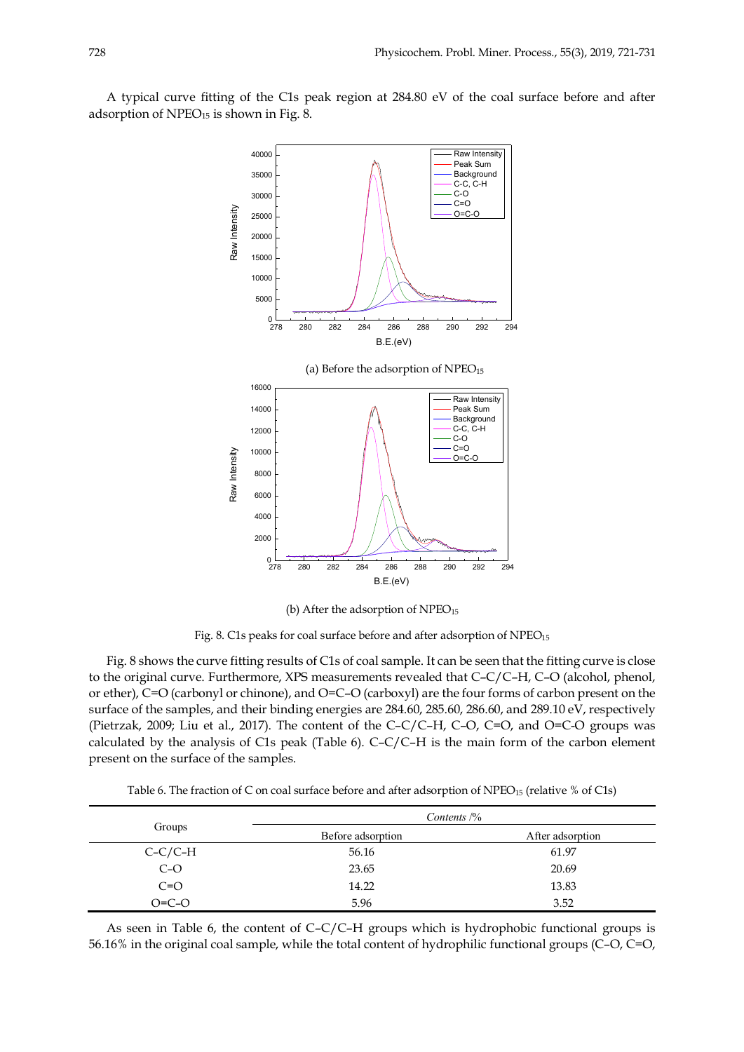A typical curve fitting of the C1s peak region at 284.80 eV of the coal surface before and after adsorption of $NPEO_{15}$ is shown in Fig. 8.

(a) Before the adsorption of $NPEO_{15}$

(b) After the adsorption of $NPEO_{15}$

Fig. 8. C1s peaks for coal surface before and after adsorption of $NPEO_{15}$

Fig. 8 shows the curve fitting results of C1s of coal sample. It can be seen that the fitting curve is close to the original curve. Furthermore, XPS measurements revealed that C–C/C–H, C–O (alcohol, phenol, or ether), C=O (carbonyl or chinone), and O=C–O (carboxyl) are the four forms of carbon present on the surface of the samples, and their binding energies are 284.60, 285.60, 286.60, and 289.10 eV, respectively (Pietrzak, 2009; Liu et al., 2017). The content of the C–C/C–H, C–O, C=O, and O=C-O groups was calculated by the analysis of C1s peak (Table 6). C–C/C–H is the main form of the carbon element present on the surface of the samples.

Table 6. The fraction of C on coal surface before and after adsorption of $NPEO_{15}$ (relative % of C1s)

| Groups | *Contents* /% | |
|---|---|---|
| | Before adsorption | After adsorption |
| C–C/C–H | 56.16 | 61.97 |
| C–O | 23.65 | 20.69 |
| C=O | 14.22 | 13.83 |
| O=C–O | 5.96 | 3.52 |

As seen in Table 6, the content of C–C/C–H groups which is hydrophobic functional groups is 56.16% in the original coal sample, while the total content of hydrophilic functional groups (C–O, C=O,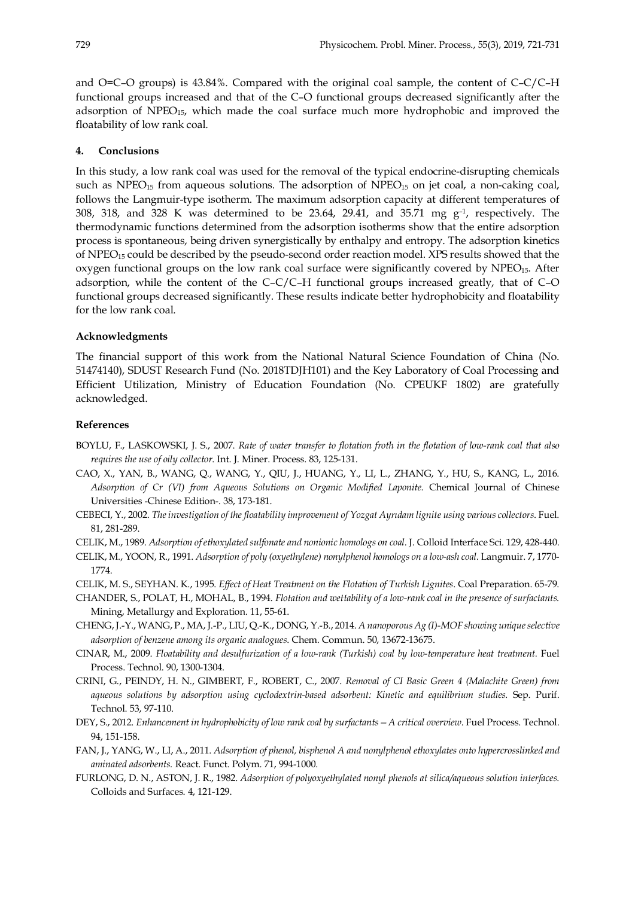and O=C–O groups) is 43.84%. Compared with the original coal sample, the content of C–C/C–H functional groups increased and that of the C–O functional groups decreased significantly after the adsorption of $NPEO_{15}$, which made the coal surface much more hydrophobic and improved the floatability of low rank coal.

## 4. Conclusions

In this study, a low rank coal was used for the removal of the typical endocrine-disrupting chemicals such as $NPEO_{15}$ from aqueous solutions. The adsorption of $NPEO_{15}$ on jet coal, a non-caking coal, follows the Langmuir-type isotherm. The maximum adsorption capacity at different temperatures of 308, 318, and 328 K was determined to be 23.64, 29.41, and 35.71 mg $g^{-1}$, respectively. The thermodynamic functions determined from the adsorption isotherms show that the entire adsorption process is spontaneous, being driven synergistically by enthalpy and entropy. The adsorption kinetics of $NPEO_{15}$ could be described by the pseudo-second order reaction model. XPS results showed that the oxygen functional groups on the low rank coal surface were significantly covered by $NPEO_{15}$. After adsorption, while the content of the C–C/C–H functional groups increased greatly, that of C–O functional groups decreased significantly. These results indicate better hydrophobicity and floatability for the low rank coal.

### Acknowledgments

The financial support of this work from the National Natural Science Foundation of China (No. 51474140), SDUST Research Fund (No. 2018TDJH101) and the Key Laboratory of Coal Processing and Efficient Utilization, Ministry of Education Foundation (No. CPEUKF 1802) are gratefully acknowledged.

### References

BOYLU, F., LASKOWSKI, J. S., 2007. *Rate of water transfer to flotation froth in the flotation of low-rank coal that also requires the use of oily collector*. Int. J. Miner. Process. 83, 125-131.

CAO, X., YAN, B., WANG, Q., WANG, Y., QIU, J., HUANG, Y., LI, L., ZHANG, Y., HU, S., KANG, L., 2016. *Adsorption of Cr (VI) from Aqueous Solutions on Organic Modified Laponite*. Chemical Journal of Chinese Universities -Chinese Edition-. 38, 173-181.

CEBECI, Y., 2002. *The investigation of the floatability improvement of Yozgat Ayrıdam lignite using various collectors*. Fuel. 81, 281-289.

CELIK, M., 1989. *Adsorption of ethoxylated sulfonate and nonionic homologs on coal*. J. Colloid Interface Sci. 129, 428-440.

CELIK, M., YOON, R., 1991. *Adsorption of poly (oxyethylene) nonylphenol homologs on a low-ash coal*. Langmuir. 7, 1770-1774.

CELIK, M. S., SEYHAN. K., 1995. *Effect of Heat Treatment on the Flotation of Turkish Lignites*. Coal Preparation. 65-79.

CHANDER, S., POLAT, H., MOHAL, B., 1994. *Flotation and wettability of a low-rank coal in the presence of surfactants.* Mining, Metallurgy and Exploration. 11, 55-61.

CHENG, J.-Y., WANG, P., MA, J.-P., LIU, Q.-K., DONG, Y.-B., 2014. *A nanoporous Ag (I)-MOF showing unique selective adsorption of benzene among its organic analogues*. Chem. Commun. 50, 13672-13675.

CINAR, M., 2009. *Floatability and desulfurization of a low-rank (Turkish) coal by low-temperature heat treatment*. Fuel Process. Technol. 90, 1300-1304.

CRINI, G., PEINDY, H. N., GIMBERT, F., ROBERT, C., 2007. *Removal of CI Basic Green 4 (Malachite Green) from aqueous solutions by adsorption using cyclodextrin-based adsorbent: Kinetic and equilibrium studies.* Sep. Purif. Technol. 53, 97-110.

DEY, S., 2012. *Enhancement in hydrophobicity of low rank coal by surfactants – A critical overview*. Fuel Process. Technol. 94, 151-158.

FAN, J., YANG, W., LI, A., 2011. *Adsorption of phenol, bisphenol A and nonylphenol ethoxylates onto hypercrosslinked and aminated adsorbents.* React. Funct. Polym. 71, 994-1000.

FURLONG, D. N., ASTON, J. R., 1982. *Adsorption of polyoxyethylated nonyl phenols at silica/aqueous solution interfaces.* Colloids and Surfaces. 4, 121-129.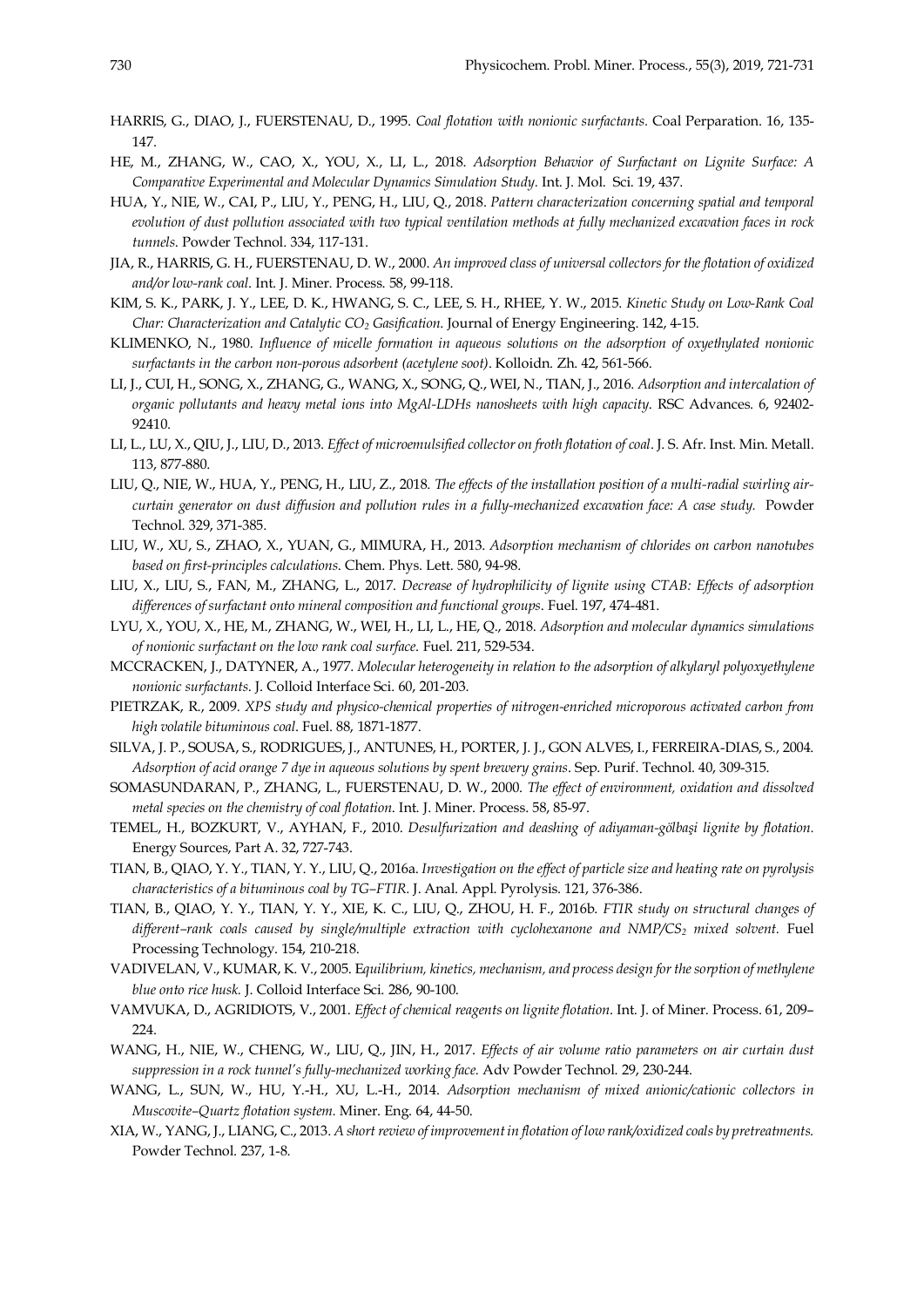HARRIS, G., DIAO, J., FUERSTENAU, D., 1995. *Coal flotation with nonionic surfactants.* Coal Perparation. 16, 135-147.

HE, M., ZHANG, W., CAO, X., YOU, X., LI, L., 2018. *Adsorption Behavior of Surfactant on Lignite Surface: A Comparative Experimental and Molecular Dynamics Simulation Study.* Int. J. Mol. Sci. 19, 437.

HUA, Y., NIE, W., CAI, P., LIU, Y., PENG, H., LIU, Q., 2018. *Pattern characterization concerning spatial and temporal evolution of dust pollution associated with two typical ventilation methods at fully mechanized excavation faces in rock tunnels.* Powder Technol. 334, 117-131.

JIA, R., HARRIS, G. H., FUERSTENAU, D. W., 2000. *An improved class of universal collectors for the flotation of oxidized and/or low-rank coal*. Int. J. Miner. Process. 58, 99-118.

KIM, S. K., PARK, J. Y., LEE, D. K., HWANG, S. C., LEE, S. H., RHEE, Y. W., 2015. *Kinetic Study on Low-Rank Coal Char: Characterization and Catalytic $CO_2$ Gasification*. Journal of Energy Engineering. 142, 4-15.

KLIMENKO, N., 1980. *Influence of micelle formation in aqueous solutions on the adsorption of oxyethylated nonionic surfactants in the carbon non-porous adsorbent (acetylene soot)*. Kolloidn. Zh. 42, 561-566.

LI, J., CUI, H., SONG, X., ZHANG, G., WANG, X., SONG, Q., WEI, N., TIAN, J., 2016. *Adsorption and intercalation of organic pollutants and heavy metal ions into MgAl-LDHs nanosheets with high capacity*. RSC Advances. 6, 92402-92410.

LI, L., LU, X., QIU, J., LIU, D., 2013. *Effect of microemulsified collector on froth flotation of coal*. J. S. Afr. Inst. Min. Metall. 113, 877-880.

LIU, Q., NIE, W., HUA, Y., PENG, H., LIU, Z., 2018. *The effects of the installation position of a multi-radial swirling air-curtain generator on dust diffusion and pollution rules in a fully-mechanized excavation face: A case study.* Powder Technol. 329, 371-385.

LIU, W., XU, S., ZHAO, X., YUAN, G., MIMURA, H., 2013. *Adsorption mechanism of chlorides on carbon nanotubes based on first-principles calculations*. Chem. Phys. Lett. 580, 94-98.

LIU, X., LIU, S., FAN, M., ZHANG, L., 2017. *Decrease of hydrophilicity of lignite using CTAB: Effects of adsorption differences of surfactant onto mineral composition and functional groups*. Fuel. 197, 474-481.

LYU, X., YOU, X., HE, M., ZHANG, W., WEI, H., LI, L., HE, Q., 2018. *Adsorption and molecular dynamics simulations of nonionic surfactant on the low rank coal surface*. Fuel. 211, 529-534.

MCCRACKEN, J., DATYNER, A., 1977. *Molecular heterogeneity in relation to the adsorption of alkylaryl polyoxyethylene nonionic surfactants*. J. Colloid Interface Sci. 60, 201-203.

PIETRZAK, R., 2009. *XPS study and physico-chemical properties of nitrogen-enriched microporous activated carbon from high volatile bituminous coal*. Fuel. 88, 1871-1877.

SILVA, J. P., SOUSA, S., RODRIGUES, J., ANTUNES, H., PORTER, J. J., GON ALVES, I., FERREIRA-DIAS, S., 2004. *Adsorption of acid orange 7 dye in aqueous solutions by spent brewery grains*. Sep. Purif. Technol. 40, 309-315.

SOMASUNDARAN, P., ZHANG, L., FUERSTENAU, D. W., 2000. *The effect of environment, oxidation and dissolved metal species on the chemistry of coal flotation*. Int. J. Miner. Process. 58, 85-97.

TEMEL, H., BOZKURT, V., AYHAN, F., 2010. *Desulfurization and deashing of adiyaman-gölbaşi lignite by flotation.* Energy Sources, Part A. 32, 727-743.

TIAN, B., QIAO, Y. Y., TIAN, Y. Y., LIU, Q., 2016a. *Investigation on the effect of particle size and heating rate on pyrolysis characteristics of a bituminous coal by TG–FTIR*. J. Anal. Appl. Pyrolysis. 121, 376-386.

TIAN, B., QIAO, Y. Y., TIAN, Y. Y., XIE, K. C., LIU, Q., ZHOU, H. F., 2016b. *FTIR study on structural changes of different–rank coals caused by single/multiple extraction with cyclohexanone and NMP/$CS_2$ mixed solvent.* Fuel Processing Technology. 154, 210-218.

VADIVELAN, V., KUMAR, K. V., 2005. E*quilibrium, kinetics, mechanism, and process design for the sorption of methylene blue onto rice husk.* J. Colloid Interface Sci. 286, 90-100.

VAMVUKA, D., AGRIDIOTS, V., 2001. *Effect of chemical reagents on lignite flotation*. Int. J. of Miner. Process. 61, 209–224.

WANG, H., NIE, W., CHENG, W., LIU, Q., JIN, H., 2017. *Effects of air volume ratio parameters on air curtain dust suppression in a rock tunnel's fully-mechanized working face.* Adv Powder Technol. 29, 230-244.

WANG, L., SUN, W., HU, Y.-H., XU, L.-H., 2014. *Adsorption mechanism of mixed anionic/cationic collectors in Muscovite–Quartz flotation system.* Miner. Eng. 64, 44-50.

XIA, W., YANG, J., LIANG, C., 2013. *A short review of improvement in flotation of low rank/oxidized coals by pretreatments.* Powder Technol. 237, 1-8.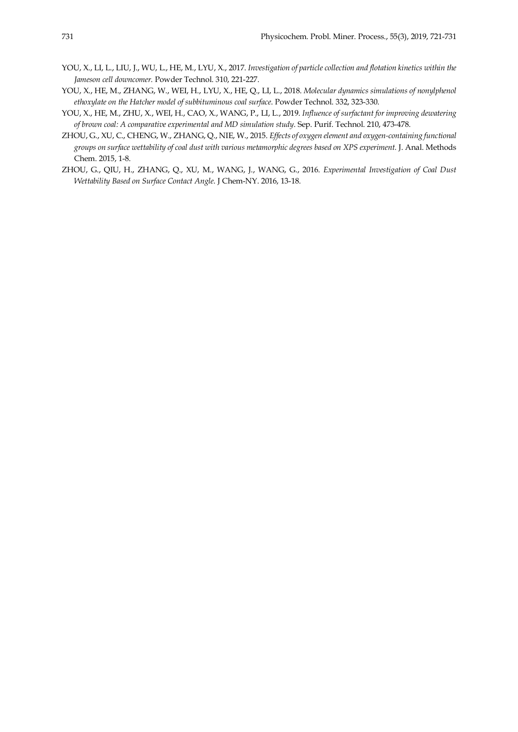YOU, X., LI, L., LIU, J., WU, L., HE, M., LYU, X., 2017. *Investigation of particle collection and flotation kinetics within the Jameson cell downcomer.* Powder Technol. 310, 221-227.

YOU, X., HE, M., ZHANG, W., WEI, H., LYU, X., HE, Q., LI, L., 2018. *Molecular dynamics simulations of nonylphenol ethoxylate on the Hatcher model of subbituminous coal surface*. Powder Technol. 332, 323-330.

YOU, X., HE, M., ZHU, X., WEI, H., CAO, X., WANG, P., LI, L., 2019. *Influence of surfactant for improving dewatering of brown coal: A comparative experimental and MD simulation study*. Sep. Purif. Technol. 210, 473-478.

ZHOU, G., XU, C., CHENG, W., ZHANG, Q., NIE, W., 2015. *Effects of oxygen element and oxygen-containing functional groups on surface wettability of coal dust with various metamorphic degrees based on XPS experiment.* J. Anal. Methods Chem. 2015, 1-8.

ZHOU, G., QIU, H., ZHANG, Q., XU, M., WANG, J., WANG, G., 2016. *Experimental Investigation of Coal Dust Wettability Based on Surface Contact Angle*. J Chem-NY. 2016, 13-18.